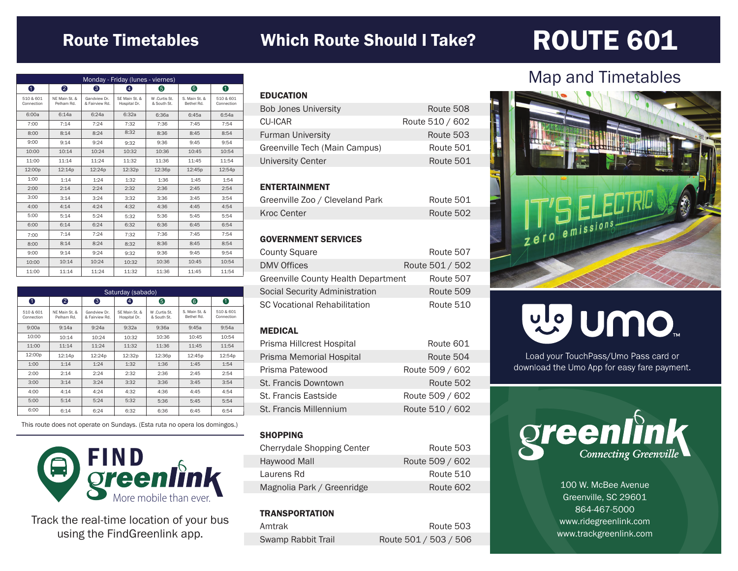# ROUTE 601

## Map and Timetables

## Route Timetables

| Monday - Friday (lunes - viernes) | | | | | | |
|---|---|---|---|---|---|---|
| 1 | 2 | 3 | 4 | 5 | 6 | 1 |
| 510 & 601 Connection | NE Main St. & Pelham Rd. | Gandview Dr. & Fairview Rd. | SE Main St. & Hospital Dr. | W .Curtis St. & South St. | S. Main St. & Bethel Rd. | 510 & 601 Connection |
| 6:00a | 6:14a | 6:24a | 6:32a | 6:36a | 6:45a | 6:54a |
| 7:00 | 7:14 | 7:24 | 7:32 | 7:36 | 7:45 | 7:54 |
| 8:00 | 8:14 | 8:24 | 8:32 | 8:36 | 8:45 | 8:54 |
| 9:00 | 9:14 | 9:24 | 9:32 | 9:36 | 9:45 | 9:54 |
| 10:00 | 10:14 | 10:24 | 10:32 | 10:36 | 10:45 | 10:54 |
| 11:00 | 11:14 | 11:24 | 11:32 | 11:36 | 11:45 | 11:54 |
| 12:00p | 12:14p | 12:24p | 12:32p | 12:36p | 12:45p | 12:54p |
| 1:00 | 1:14 | 1:24 | 1:32 | 1:36 | 1:45 | 1:54 |
| 2:00 | 2:14 | 2:24 | 2:32 | 2:36 | 2:45 | 2:54 |
| 3:00 | 3:14 | 3:24 | 3:32 | 3:36 | 3:45 | 3:54 |
| 4:00 | 4:14 | 4:24 | 4:32 | 4:36 | 4:45 | 4:54 |
| 5:00 | 5:14 | 5:24 | 5:32 | 5:36 | 5:45 | 5:54 |
| 6:00 | 6:14 | 6:24 | 6:32 | 6:36 | 6:45 | 6:54 |
| 7:00 | 7:14 | 7:24 | 7:32 | 7:36 | 7:45 | 7:54 |
| 8:00 | 8:14 | 8:24 | 8:32 | 8:36 | 8:45 | 8:54 |
| 9:00 | 9:14 | 9:24 | 9:32 | 9:36 | 9:45 | 9:54 |
| 10:00 | 10:14 | 10:24 | 10:32 | 10:36 | 10:45 | 10:54 |
| 11:00 | 11:14 | 11:24 | 11:32 | 11:36 | 11:45 | 11:54 |

| Saturday (sabado) | | | | | | |
|---|---|---|---|---|---|---|
| 1 | 2 | 3 | 4 | 5 | 6 | 1 |
| 510 & 601 Connection | NE Main St. & Pelham Rd. | Gandview Dr. & Fairview Rd. | SE Main St. & Hospital Dr. | W .Curtis St. & South St. | S. Main St. & Bethel Rd. | 510 & 601 Connection |
| 9:00a | 9:14a | 9:24a | 9:32a | 9:36a | 9:45a | 9:54a |
| 10:00 | 10:14 | 10:24 | 10:32 | 10:36 | 10:45 | 10:54 |
| 11:00 | 11:14 | 11:24 | 11:32 | 11:36 | 11:45 | 11:54 |
| 12:00p | 12:14p | 12:24p | 12:32p | 12:36p | 12:45p | 12:54p |
| 1:00 | 1:14 | 1:24 | 1:32 | 1:36 | 1:45 | 1:54 |
| 2:00 | 2:14 | 2:24 | 2:32 | 2:36 | 2:45 | 2:54 |
| 3:00 | 3:14 | 3:24 | 3:32 | 3:36 | 3:45 | 3:54 |
| 4:00 | 4:14 | 4:24 | 4:32 | 4:36 | 4:45 | 4:54 |
| 5:00 | 5:14 | 5:24 | 5:32 | 5:36 | 5:45 | 5:54 |
| 6:00 | 6:14 | 6:24 | 6:32 | 6:36 | 6:45 | 6:54 |

This route does not operate on Sundays. (Esta ruta no opera los domingos.)

**FIND greenlink** More mobile than ever.

Track the real-time location of your bus using the FindGreenlink app.

## Which Route Should I Take?

### EDUCATION

| Destination | Route |
|---|---|
| Bob Jones University | Route 508 |
| CU-ICAR | Route 510 / 602 |
| Furman University | Route 503 |
| Greenville Tech (Main Campus) | Route 501 |
| University Center | Route 501 |

### ENTERTAINMENT

| Destination | Route |
|---|---|
| Greenville Zoo / Cleveland Park | Route 501 |
| Kroc Center | Route 502 |

### GOVERNMENT SERVICES

| Destination | Route |
|---|---|
| County Square | Route 507 |
| DMV Offices | Route 501 / 502 |
| Greenville County Health Department | Route 507 |
| Social Security Administration | Route 509 |
| SC Vocational Rehabilitation | Route 510 |

### MEDICAL

| Destination | Route |
|---|---|
| Prisma Hillcrest Hospital | Route 601 |
| Prisma Memorial Hospital | Route 504 |
| Prisma Patewood | Route 509 / 602 |
| St. Francis Downtown | Route 502 |
| St. Francis Eastside | Route 509 / 602 |
| St. Francis Millennium | Route 510 / 602 |

### SHOPPING

| Destination | Route |
|---|---|
| Cherrydale Shopping Center | Route 503 |
| Haywood Mall | Route 509 / 602 |
| Laurens Rd | Route 510 |
| Magnolia Park / Greenridge | Route 602 |

### TRANSPORTATION

| Destination | Route |
|---|---|
| Amtrak | Route 503 |
| Swamp Rabbit Trail | Route 501 / 503 / 506 |

IT'S ELECTRIC zero emissions

**umo**

Load your TouchPass/Umo Pass card or download the Umo App for easy fare payment.

**greenlink** Connecting Greenville

100 W. McBee Avenue
Greenville, SC 29601
864-467-5000
www.ridegreenlink.com
www.trackgreenlink.com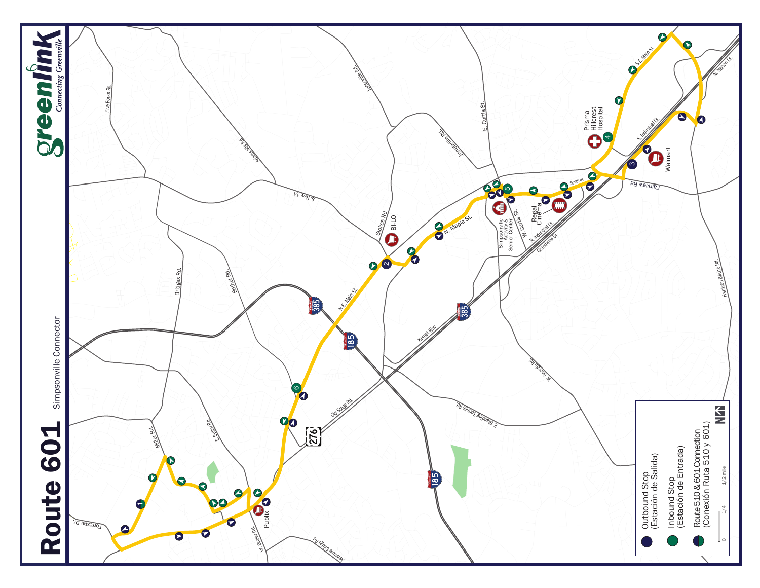# Route 601

Simpsonville Connector

greenlink
*Connecting Greenville*

Five Forks Rd.

Adams Mill Rd.

Jonesville Rd.

S. Hwy 14

Stokes Rd.

BI-LO

E. Curtis St.

Jonesville Rd.

Prisma Hillcrest Hospital

S.E. Main St.

N. Nelson Dr.

S. Industrial Dr.

Walmart

Fairview Rd.

South St.

Regal Cinema

W. Curtis St.

Simpsonville Activity & Senior Center

N. Industrial Dr.

Grandview Dr.

N. Maple St.

N.E. Main St.

Bridges Rd.

Bethel Rd.

385

185

Kemet Way

W. Georgia Rd.

Harrison Bridge Rd.

E. Standing Springs Rd.

Old Stage Rd.

276

Miller Rd.

E. Butler Rd.

W. Butler Rd.

Publix

Forrester Dr.

Ashmore Bridge Rd.

1 2 3 4 5 6

- Outbound Stop (Estación de Salida)
- Inbound Stop (Estación de Entrada)
- Route 510 & 601 Connection (Conexión Ruta 510 y 601)

0 1/4 1/2 mile